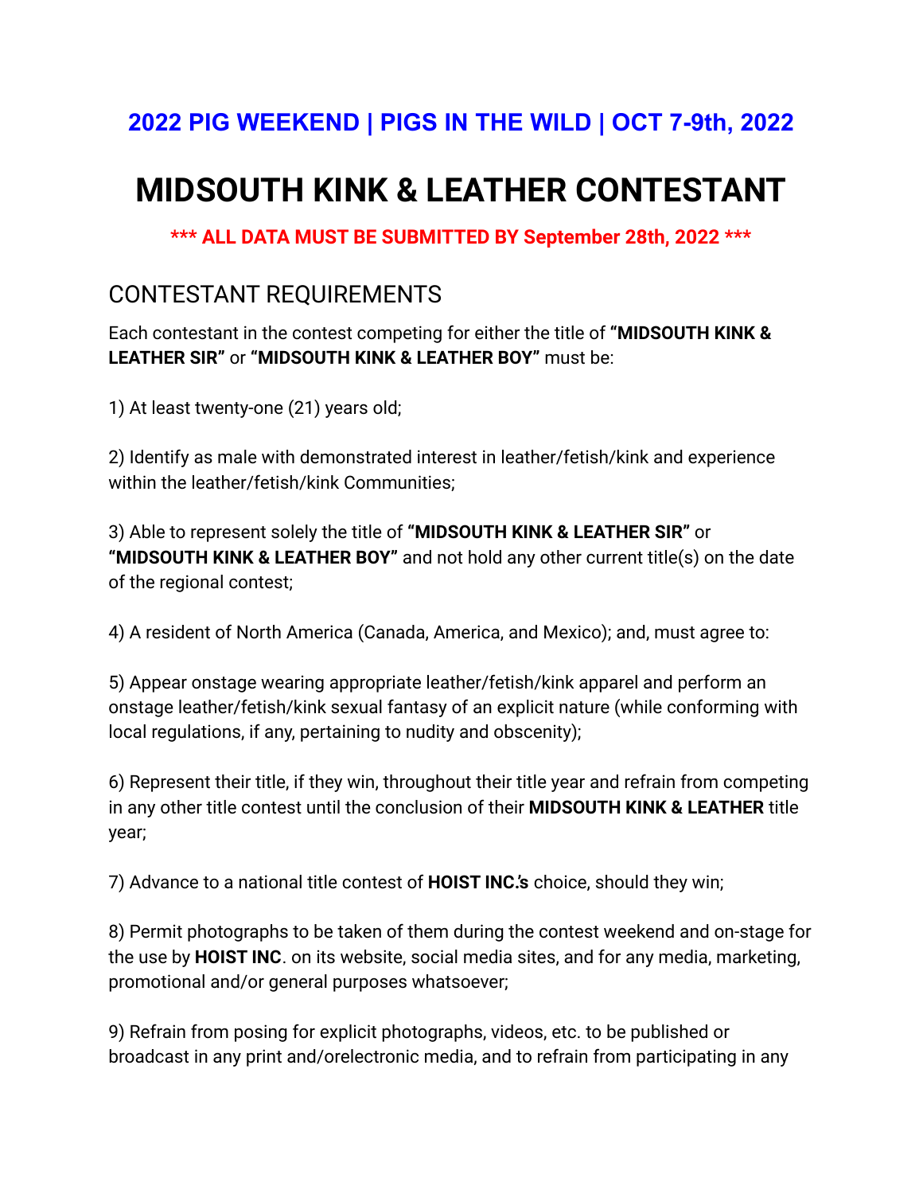## 2022 PIG WEEKEND | PIGS IN THE WILD | OCT 7-9th, 2022

# MIDSOUTH KINK & LEATHER CONTESTANT

**\*\*\* ALL DATA MUST BE SUBMITTED BY September 28th, 2022 \*\*\***

## CONTESTANT REQUIREMENTS

Each contestant in the contest competing for either the title of **"MIDSOUTH KINK & LEATHER SIR"** or **"MIDSOUTH KINK & LEATHER BOY"** must be:

1) At least twenty-one (21) years old;

2) Identify as male with demonstrated interest in leather/fetish/kink and experience within the leather/fetish/kink Communities;

3) Able to represent solely the title of **"MIDSOUTH KINK & LEATHER SIR"** or **"MIDSOUTH KINK & LEATHER BOY"** and not hold any other current title(s) on the date of the regional contest;

4) A resident of North America (Canada, America, and Mexico); and, must agree to:

5) Appear onstage wearing appropriate leather/fetish/kink apparel and perform an onstage leather/fetish/kink sexual fantasy of an explicit nature (while conforming with local regulations, if any, pertaining to nudity and obscenity);

6) Represent their title, if they win, throughout their title year and refrain from competing in any other title contest until the conclusion of their **MIDSOUTH KINK & LEATHER** title year;

7) Advance to a national title contest of **HOIST INC.'s** choice, should they win;

8) Permit photographs to be taken of them during the contest weekend and on-stage for the use by **HOIST INC**. on its website, social media sites, and for any media, marketing, promotional and/or general purposes whatsoever;

9) Refrain from posing for explicit photographs, videos, etc. to be published or broadcast in any print and/orelectronic media, and to refrain from participating in any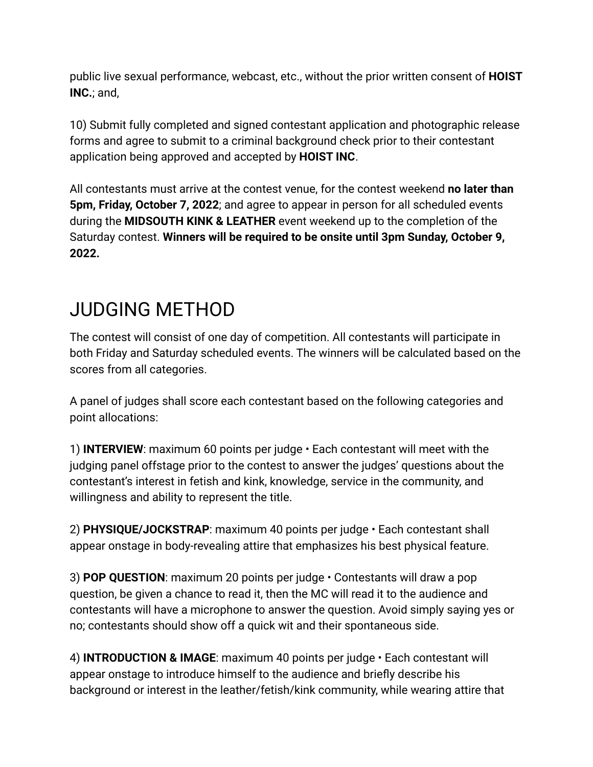public live sexual performance, webcast, etc., without the prior written consent of **HOIST INC.**; and,

10) Submit fully completed and signed contestant application and photographic release forms and agree to submit to a criminal background check prior to their contestant application being approved and accepted by **HOIST INC**.

All contestants must arrive at the contest venue, for the contest weekend **no later than 5pm, Friday, October 7, 2022**; and agree to appear in person for all scheduled events during the **MIDSOUTH KINK & LEATHER** event weekend up to the completion of the Saturday contest. **Winners will be required to be onsite until 3pm Sunday, October 9, 2022.**

# JUDGING METHOD

The contest will consist of one day of competition. All contestants will participate in both Friday and Saturday scheduled events. The winners will be calculated based on the scores from all categories.

A panel of judges shall score each contestant based on the following categories and point allocations:

1) **INTERVIEW**: maximum 60 points per judge • Each contestant will meet with the judging panel offstage prior to the contest to answer the judges' questions about the contestant's interest in fetish and kink, knowledge, service in the community, and willingness and ability to represent the title.

2) **PHYSIQUE/JOCKSTRAP**: maximum 40 points per judge • Each contestant shall appear onstage in body-revealing attire that emphasizes his best physical feature.

3) **POP QUESTION**: maximum 20 points per judge • Contestants will draw a pop question, be given a chance to read it, then the MC will read it to the audience and contestants will have a microphone to answer the question. Avoid simply saying yes or no; contestants should show off a quick wit and their spontaneous side.

4) **INTRODUCTION & IMAGE**: maximum 40 points per judge • Each contestant will appear onstage to introduce himself to the audience and briefly describe his background or interest in the leather/fetish/kink community, while wearing attire that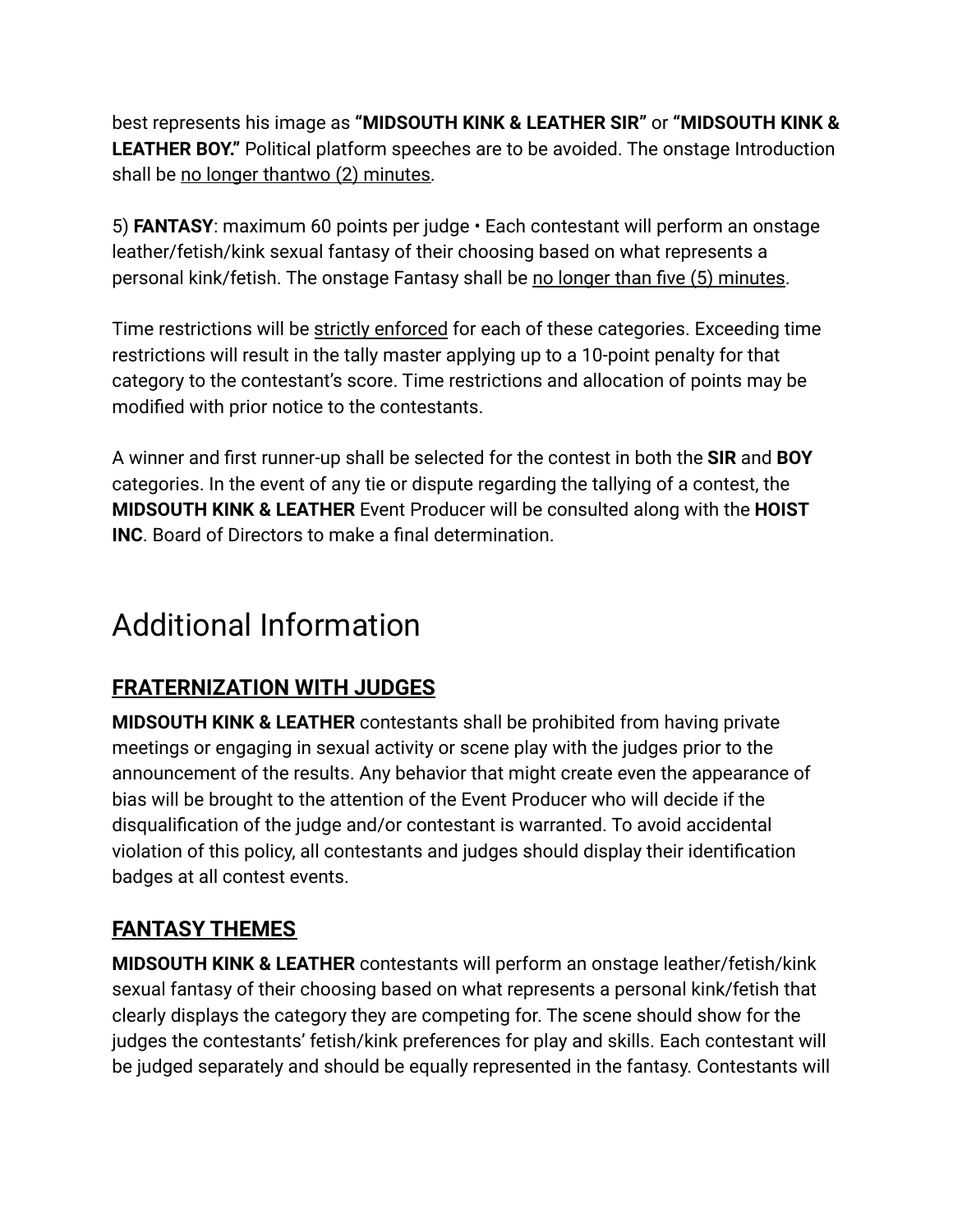best represents his image as **"MIDSOUTH KINK & LEATHER SIR"** or **"MIDSOUTH KINK & LEATHER BOY."** Political platform speeches are to be avoided. The onstage Introduction shall be <u>no longer thantwo (2) minutes</u>.

5) **FANTASY**: maximum 60 points per judge • Each contestant will perform an onstage leather/fetish/kink sexual fantasy of their choosing based on what represents a personal kink/fetish. The onstage Fantasy shall be <u>no longer than five (5) minutes</u>.

Time restrictions will be <u>strictly enforced</u> for each of these categories. Exceeding time restrictions will result in the tally master applying up to a 10-point penalty for that category to the contestant's score. Time restrictions and allocation of points may be modified with prior notice to the contestants.

A winner and first runner-up shall be selected for the contest in both the **SIR** and **BOY** categories. In the event of any tie or dispute regarding the tallying of a contest, the **MIDSOUTH KINK & LEATHER** Event Producer will be consulted along with the **HOIST INC**. Board of Directors to make a final determination.

# Additional Information

## <u>FRATERNIZATION WITH JUDGES</u>

**MIDSOUTH KINK & LEATHER** contestants shall be prohibited from having private meetings or engaging in sexual activity or scene play with the judges prior to the announcement of the results. Any behavior that might create even the appearance of bias will be brought to the attention of the Event Producer who will decide if the disqualification of the judge and/or contestant is warranted. To avoid accidental violation of this policy, all contestants and judges should display their identification badges at all contest events.

## <u>FANTASY THEMES</u>

**MIDSOUTH KINK & LEATHER** contestants will perform an onstage leather/fetish/kink sexual fantasy of their choosing based on what represents a personal kink/fetish that clearly displays the category they are competing for. The scene should show for the judges the contestants' fetish/kink preferences for play and skills. Each contestant will be judged separately and should be equally represented in the fantasy. Contestants will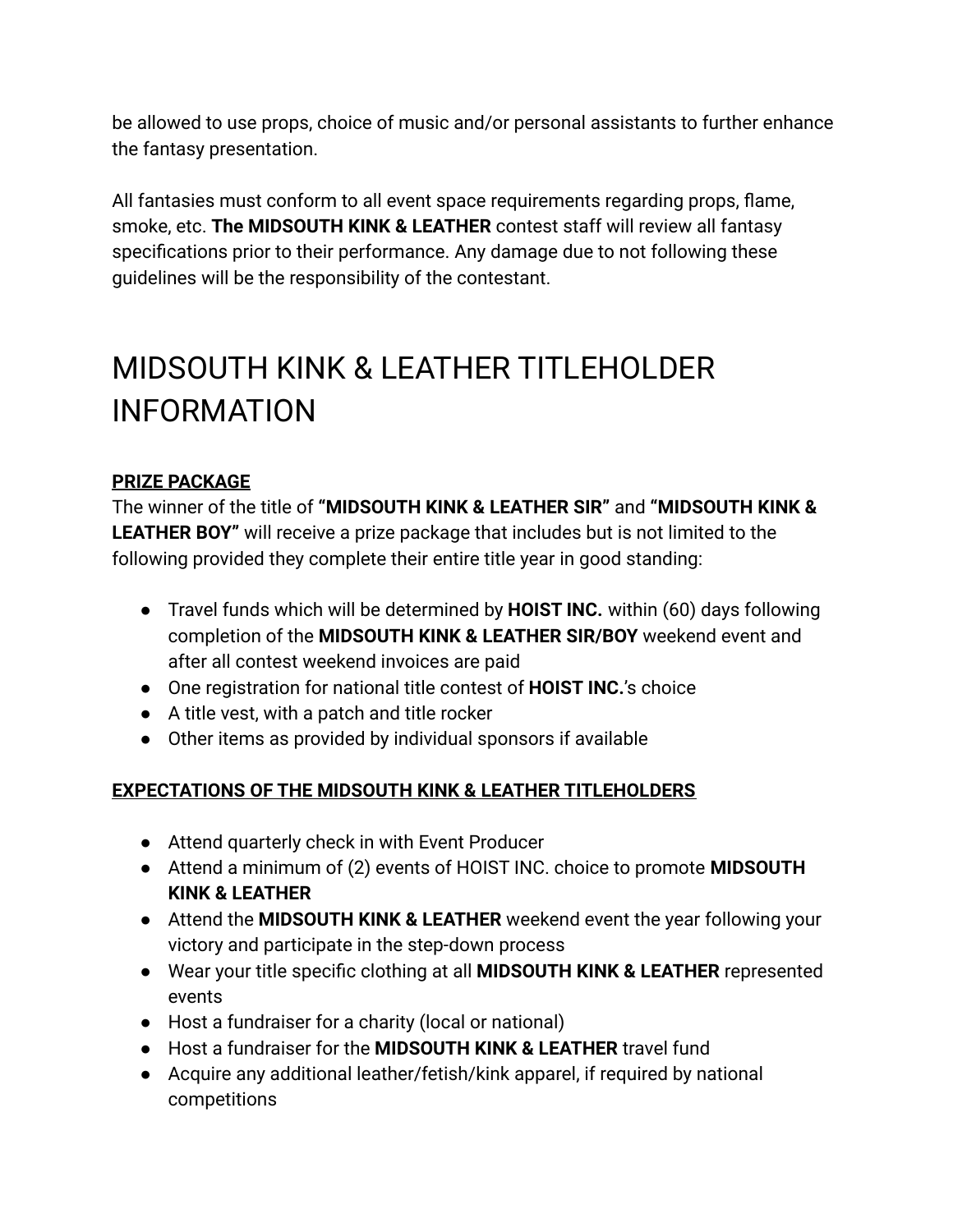be allowed to use props, choice of music and/or personal assistants to further enhance the fantasy presentation.

All fantasies must conform to all event space requirements regarding props, flame, smoke, etc. **The MIDSOUTH KINK & LEATHER** contest staff will review all fantasy specifications prior to their performance. Any damage due to not following these guidelines will be the responsibility of the contestant.

# MIDSOUTH KINK & LEATHER TITLEHOLDER INFORMATION

**PRIZE PACKAGE**

The winner of the title of **"MIDSOUTH KINK & LEATHER SIR"** and **"MIDSOUTH KINK & LEATHER BOY"** will receive a prize package that includes but is not limited to the following provided they complete their entire title year in good standing:

- Travel funds which will be determined by **HOIST INC.** within (60) days following completion of the **MIDSOUTH KINK & LEATHER SIR/BOY** weekend event and after all contest weekend invoices are paid
- One registration for national title contest of **HOIST INC.**'s choice
- A title vest, with a patch and title rocker
- Other items as provided by individual sponsors if available

**EXPECTATIONS OF THE MIDSOUTH KINK & LEATHER TITLEHOLDERS**

- Attend quarterly check in with Event Producer
- Attend a minimum of (2) events of HOIST INC. choice to promote **MIDSOUTH KINK & LEATHER**
- Attend the **MIDSOUTH KINK & LEATHER** weekend event the year following your victory and participate in the step-down process
- Wear your title specific clothing at all **MIDSOUTH KINK & LEATHER** represented events
- Host a fundraiser for a charity (local or national)
- Host a fundraiser for the **MIDSOUTH KINK & LEATHER** travel fund
- Acquire any additional leather/fetish/kink apparel, if required by national competitions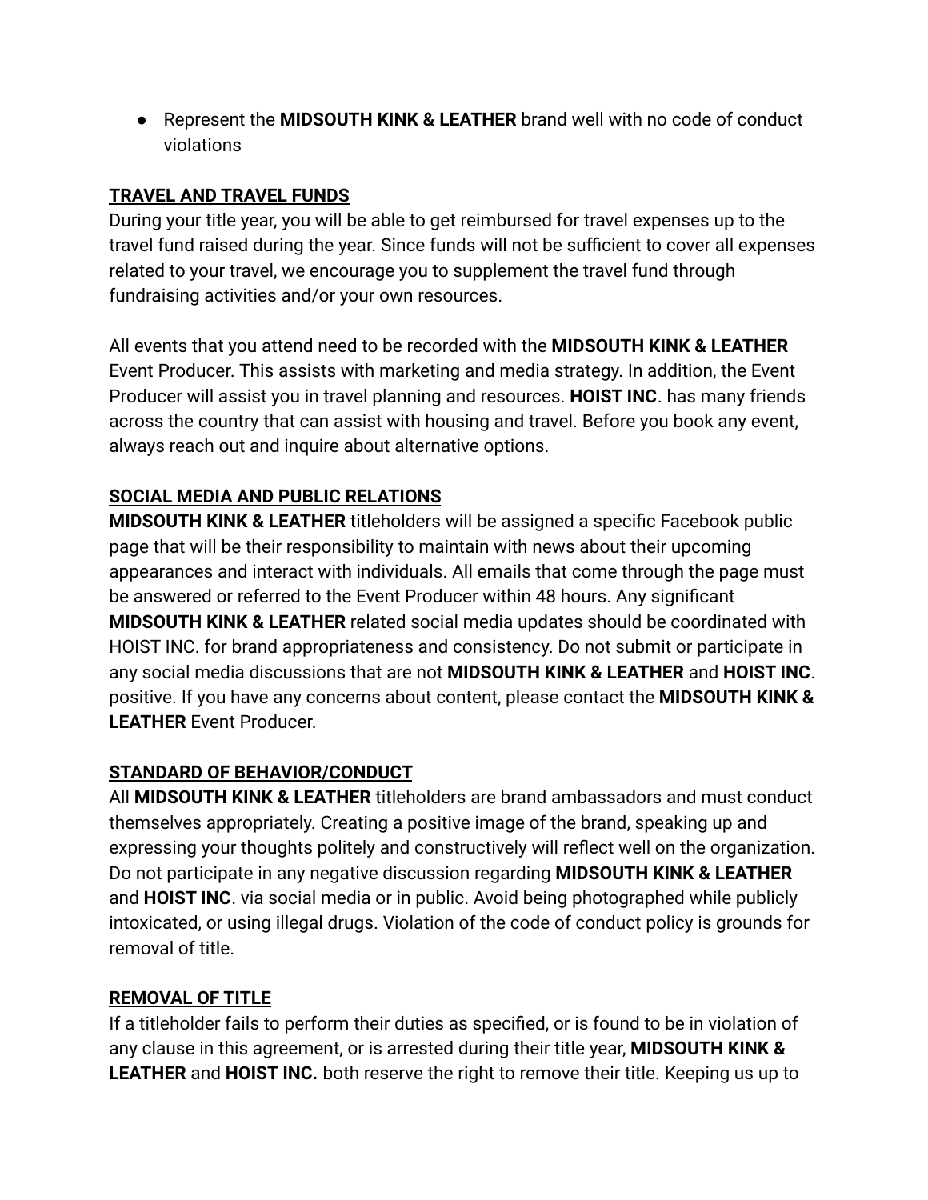- Represent the **MIDSOUTH KINK & LEATHER** brand well with no code of conduct violations

**TRAVEL AND TRAVEL FUNDS**

During your title year, you will be able to get reimbursed for travel expenses up to the travel fund raised during the year. Since funds will not be sufficient to cover all expenses related to your travel, we encourage you to supplement the travel fund through fundraising activities and/or your own resources.

All events that you attend need to be recorded with the **MIDSOUTH KINK & LEATHER** Event Producer. This assists with marketing and media strategy. In addition, the Event Producer will assist you in travel planning and resources. **HOIST INC**. has many friends across the country that can assist with housing and travel. Before you book any event, always reach out and inquire about alternative options.

**SOCIAL MEDIA AND PUBLIC RELATIONS**

**MIDSOUTH KINK & LEATHER** titleholders will be assigned a specific Facebook public page that will be their responsibility to maintain with news about their upcoming appearances and interact with individuals. All emails that come through the page must be answered or referred to the Event Producer within 48 hours. Any significant **MIDSOUTH KINK & LEATHER** related social media updates should be coordinated with HOIST INC. for brand appropriateness and consistency. Do not submit or participate in any social media discussions that are not **MIDSOUTH KINK & LEATHER** and **HOIST INC**. positive. If you have any concerns about content, please contact the **MIDSOUTH KINK & LEATHER** Event Producer.

**STANDARD OF BEHAVIOR/CONDUCT**

All **MIDSOUTH KINK & LEATHER** titleholders are brand ambassadors and must conduct themselves appropriately. Creating a positive image of the brand, speaking up and expressing your thoughts politely and constructively will reflect well on the organization. Do not participate in any negative discussion regarding **MIDSOUTH KINK & LEATHER** and **HOIST INC**. via social media or in public. Avoid being photographed while publicly intoxicated, or using illegal drugs. Violation of the code of conduct policy is grounds for removal of title.

**REMOVAL OF TITLE**

If a titleholder fails to perform their duties as specified, or is found to be in violation of any clause in this agreement, or is arrested during their title year, **MIDSOUTH KINK & LEATHER** and **HOIST INC.** both reserve the right to remove their title. Keeping us up to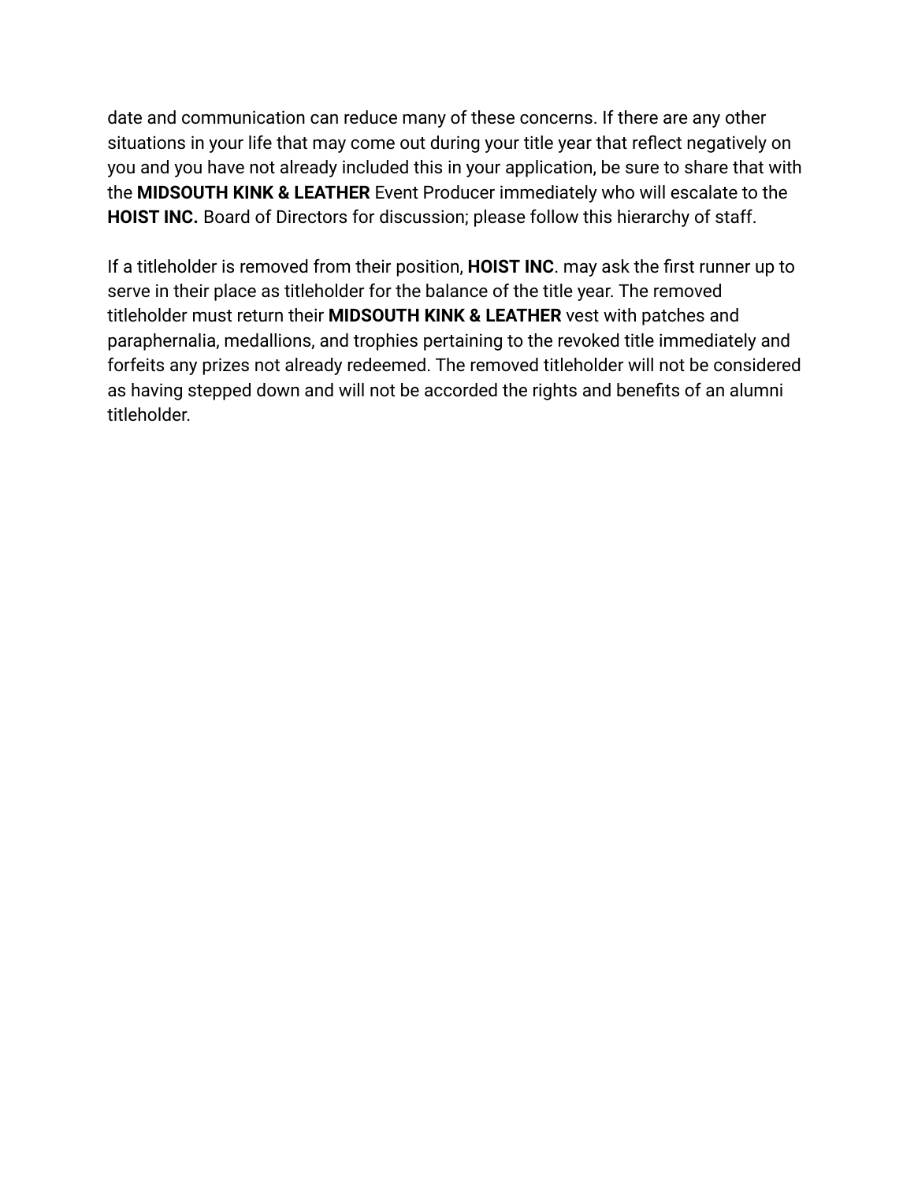date and communication can reduce many of these concerns. If there are any other situations in your life that may come out during your title year that reflect negatively on you and you have not already included this in your application, be sure to share that with the **MIDSOUTH KINK & LEATHER** Event Producer immediately who will escalate to the **HOIST INC.** Board of Directors for discussion; please follow this hierarchy of staff.

If a titleholder is removed from their position, **HOIST INC**. may ask the first runner up to serve in their place as titleholder for the balance of the title year. The removed titleholder must return their **MIDSOUTH KINK & LEATHER** vest with patches and paraphernalia, medallions, and trophies pertaining to the revoked title immediately and forfeits any prizes not already redeemed. The removed titleholder will not be considered as having stepped down and will not be accorded the rights and benefits of an alumni titleholder.